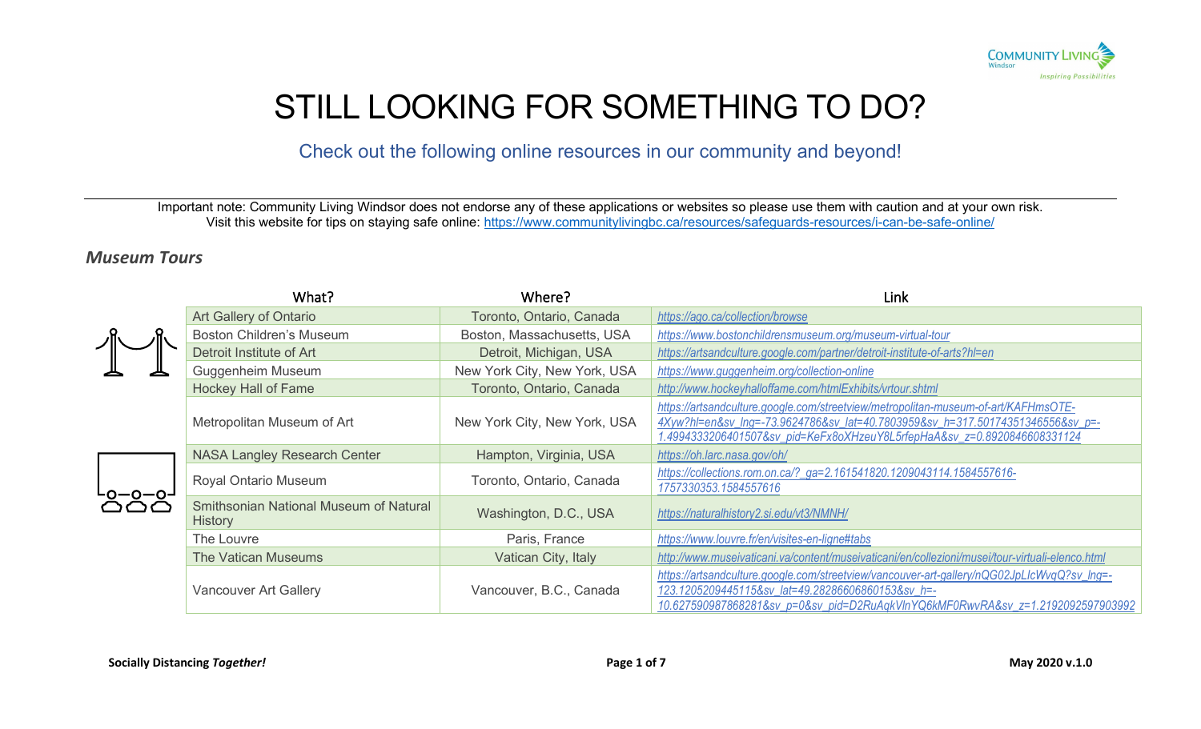# STILL LOOKING FOR SOMETHING TO DO?

Check out the following online resources in our community and beyond!

Important note: Community Living Windsor does not endorse any of these applications or websites so please use them with caution and at your own risk.
Visit this website for tips on staying safe online: https://www.communitylivingbc.ca/resources/safeguards-resources/i-can-be-safe-online/

## *Museum Tours*

| What? | Where? | Link |
|---|---|---|
| Art Gallery of Ontario | Toronto, Ontario, Canada | https://ago.ca/collection/browse |
| Boston Children's Museum | Boston, Massachusetts, USA | https://www.bostonchildrensmuseum.org/museum-virtual-tour |
| Detroit Institute of Art | Detroit, Michigan, USA | https://artsandculture.google.com/partner/detroit-institute-of-arts?hl=en |
| Guggenheim Museum | New York City, New York, USA | https://www.guggenheim.org/collection-online |
| Hockey Hall of Fame | Toronto, Ontario, Canada | http://www.hockeyhalloffame.com/htmlExhibits/vrtour.shtml |
| Metropolitan Museum of Art | New York City, New York, USA | https://artsandculture.google.com/streetview/metropolitan-museum-of-art/KAFHmsOTE-4Xyw?hl=en&sv_lng=-73.9624786&sv_lat=40.7803959&sv_h=317.50174351346556&sv_p=-1.4994333206401507&sv_pid=KeFx8oXHzeuY8L5rfepHaA&sv_z=0.8920846608331124 |
| NASA Langley Research Center | Hampton, Virginia, USA | https://oh.larc.nasa.gov/oh/ |
| Royal Ontario Museum | Toronto, Ontario, Canada | https://collections.rom.on.ca/?_ga=2.161541820.1209043114.1584557616-1757330353.1584557616 |
| Smithsonian National Museum of Natural History | Washington, D.C., USA | https://naturalhistory2.si.edu/vt3/NMNH/ |
| The Louvre | Paris, France | https://www.louvre.fr/en/visites-en-ligne#tabs |
| The Vatican Museums | Vatican City, Italy | http://www.museivaticani.va/content/museivaticani/en/collezioni/musei/tour-virtuali-elenco.html |
| Vancouver Art Gallery | Vancouver, B.C., Canada | https://artsandculture.google.com/streetview/vancouver-art-gallery/nQG02JpLIcWvqQ?sv_lng=-123.1205209445115&sv_lat=49.28286606860153&sv_h=-10.627590987868281&sv_p=0&sv_pid=D2RuAqkVlnYQ6kMF0RwvRA&sv_z=1.2192092597903992 |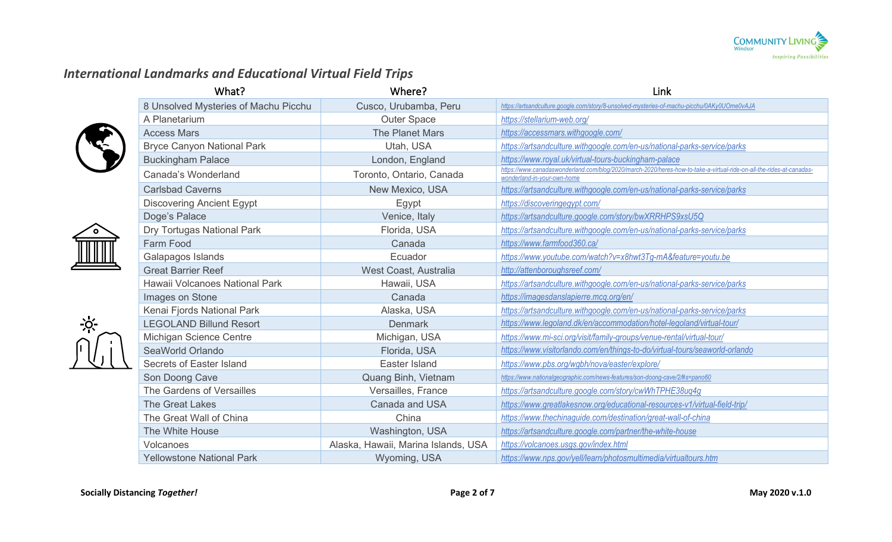## *International Landmarks and Educational Virtual Field Trips*

| What? | Where? | Link |
|---|---|---|
| 8 Unsolved Mysteries of Machu Picchu | Cusco, Urubamba, Peru | https://artsandculture.google.com/story/8-unsolved-mysteries-of-machu-picchu/0AKy0UOme0vAJA |
| A Planetarium | Outer Space | https://stellarium-web.org/ |
| Access Mars | The Planet Mars | https://accessmars.withgoogle.com/ |
| Bryce Canyon National Park | Utah, USA | https://artsandculture.withgoogle.com/en-us/national-parks-service/parks |
| Buckingham Palace | London, England | https://www.royal.uk/virtual-tours-buckingham-palace |
| Canada's Wonderland | Toronto, Ontario, Canada | https://www.canadaswonderland.com/blog/2020/march-2020/heres-how-to-take-a-virtual-ride-on-all-the-rides-at-canadas-wonderland-in-your-own-home |
| Carlsbad Caverns | New Mexico, USA | https://artsandculture.withgoogle.com/en-us/national-parks-service/parks |
| Discovering Ancient Egypt | Egypt | https://discoveringegypt.com/ |
| Doge's Palace | Venice, Italy | https://artsandculture.google.com/story/bwXRRHPS9xsU5Q |
| Dry Tortugas National Park | Florida, USA | https://artsandculture.withgoogle.com/en-us/national-parks-service/parks |
| Farm Food | Canada | https://www.farmfood360.ca/ |
| Galapagos Islands | Ecuador | https://www.youtube.com/watch?v=x8hwt3Tg-mA&feature=youtu.be |
| Great Barrier Reef | West Coast, Australia | http://attenboroughsreef.com/ |
| Hawaii Volcanoes National Park | Hawaii, USA | https://artsandculture.withgoogle.com/en-us/national-parks-service/parks |
| Images on Stone | Canada | https://imagesdanslapierre.mcq.org/en/ |
| Kenai Fjords National Park | Alaska, USA | https://artsandculture.withgoogle.com/en-us/national-parks-service/parks |
| LEGOLAND Billund Resort | Denmark | https://www.legoland.dk/en/accommodation/hotel-legoland/virtual-tour/ |
| Michigan Science Centre | Michigan, USA | https://www.mi-sci.org/visit/family-groups/venue-rental/virtual-tour/ |
| SeaWorld Orlando | Florida, USA | https://www.visitorlando.com/en/things-to-do/virtual-tours/seaworld-orlando |
| Secrets of Easter Island | Easter Island | https://www.pbs.org/wgbh/nova/easter/explore/ |
| Son Doong Cave | Quang Binh, Vietnam | https://www.nationalgeographic.com/news-features/son-doong-cave/2/#s=pano60 |
| The Gardens of Versailles | Versailles, France | https://artsandculture.google.com/story/cwWhTPHE38uq4g |
| The Great Lakes | Canada and USA | https://www.greatlakesnow.org/educational-resources-v1/virtual-field-trip/ |
| The Great Wall of China | China | https://www.thechinaguide.com/destination/great-wall-of-china |
| The White House | Washington, USA | https://artsandculture.google.com/partner/the-white-house |
| Volcanoes | Alaska, Hawaii, Marina Islands, USA | https://volcanoes.usgs.gov/index.html |
| Yellowstone National Park | Wyoming, USA | https://www.nps.gov/yell/learn/photosmultimedia/virtualtours.htm |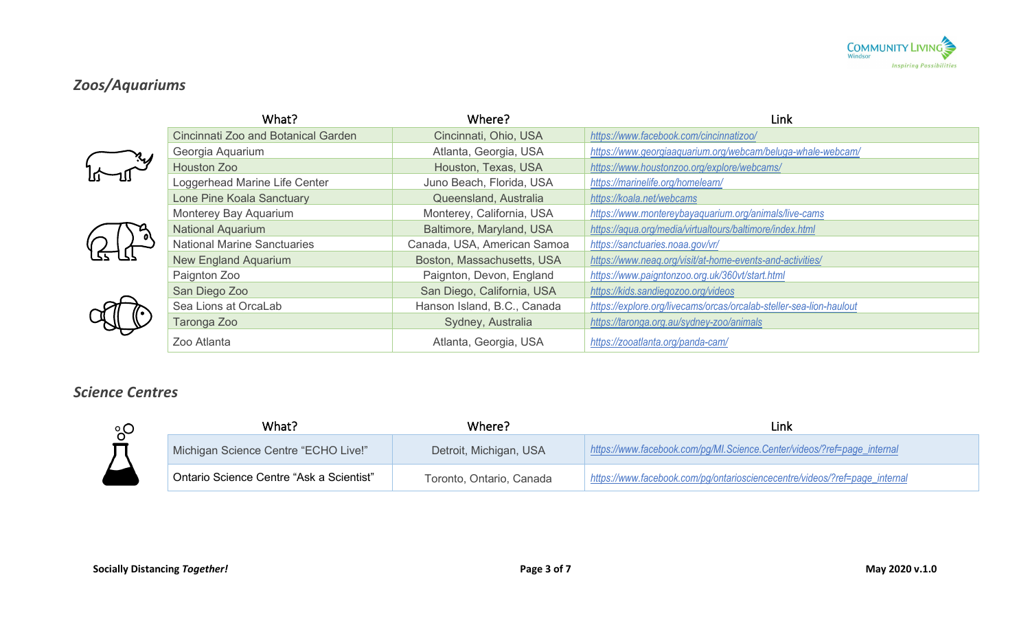## *Zoos/Aquariums*

| What? | Where? | Link |
|---|---|---|
| Cincinnati Zoo and Botanical Garden | Cincinnati, Ohio, USA | https://www.facebook.com/cincinnatizoo/ |
| Georgia Aquarium | Atlanta, Georgia, USA | https://www.georgiaaquarium.org/webcam/beluga-whale-webcam/ |
| Houston Zoo | Houston, Texas, USA | https://www.houstonzoo.org/explore/webcams/ |
| Loggerhead Marine Life Center | Juno Beach, Florida, USA | https://marinelife.org/homelearn/ |
| Lone Pine Koala Sanctuary | Queensland, Australia | https://koala.net/webcams |
| Monterey Bay Aquarium | Monterey, California, USA | https://www.montereybayaquarium.org/animals/live-cams |
| National Aquarium | Baltimore, Maryland, USA | https://aqua.org/media/virtualtours/baltimore/index.html |
| National Marine Sanctuaries | Canada, USA, American Samoa | https://sanctuaries.noaa.gov/vr/ |
| New England Aquarium | Boston, Massachusetts, USA | https://www.neaq.org/visit/at-home-events-and-activities/ |
| Paignton Zoo | Paignton, Devon, England | https://www.paigntonzoo.org.uk/360vt/start.html |
| San Diego Zoo | San Diego, California, USA | https://kids.sandiegozoo.org/videos |
| Sea Lions at OrcaLab | Hanson Island, B.C., Canada | https://explore.org/livecams/orcas/orcalab-steller-sea-lion-haulout |
| Taronga Zoo | Sydney, Australia | https://taronga.org.au/sydney-zoo/animals |
| Zoo Atlanta | Atlanta, Georgia, USA | https://zooatlanta.org/panda-cam/ |

## *Science Centres*

| What? | Where? | Link |
|---|---|---|
| Michigan Science Centre "ECHO Live!" | Detroit, Michigan, USA | https://www.facebook.com/pg/MI.Science.Center/videos/?ref=page_internal |
| Ontario Science Centre "Ask a Scientist" | Toronto, Ontario, Canada | https://www.facebook.com/pg/ontariosciencecentre/videos/?ref=page_internal |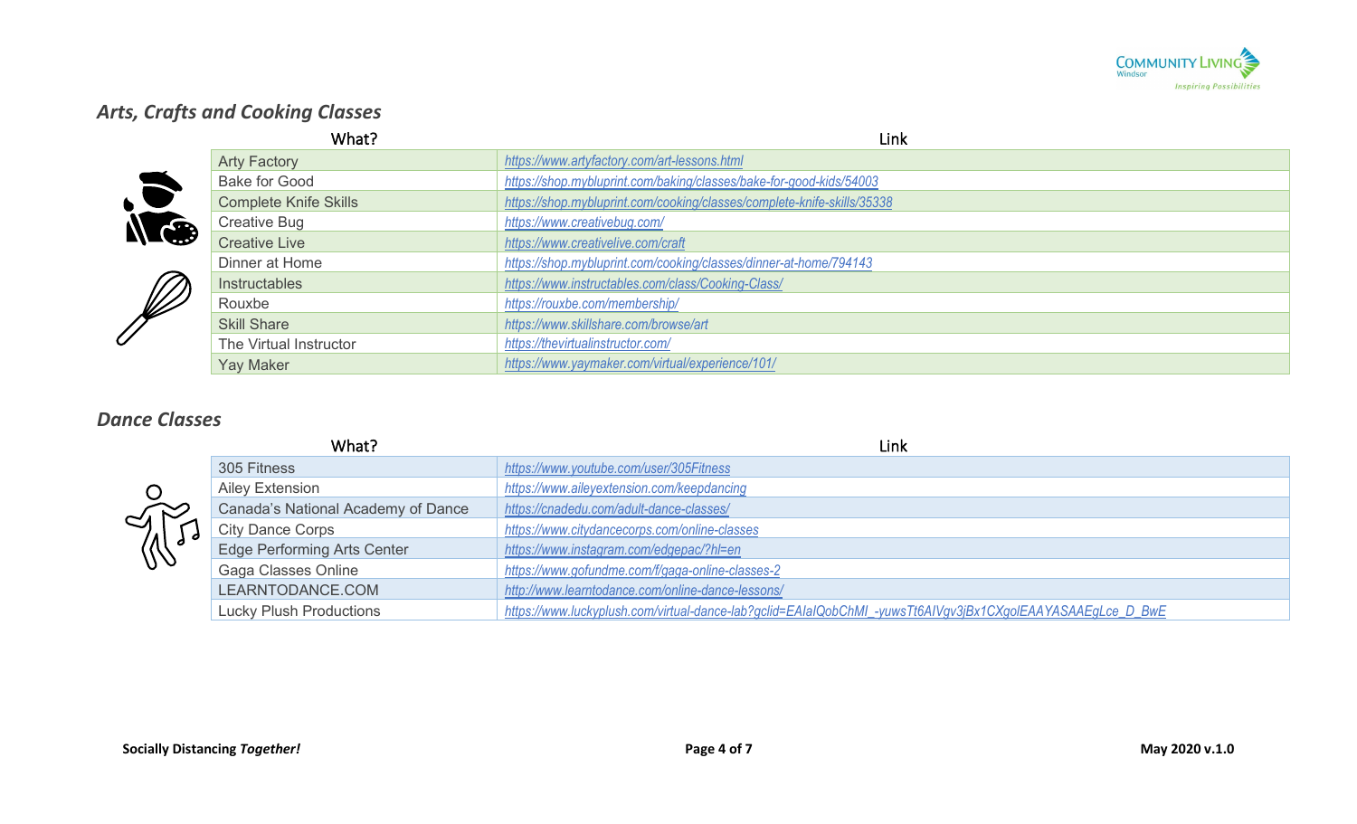## *Arts, Crafts and Cooking Classes*

| What? | Link |
| --- | --- |
| Arty Factory | https://www.artyfactory.com/art-lessons.html |
| Bake for Good | https://shop.mybluprint.com/baking/classes/bake-for-good-kids/54003 |
| Complete Knife Skills | https://shop.mybluprint.com/cooking/classes/complete-knife-skills/35338 |
| Creative Bug | https://www.creativebug.com/ |
| Creative Live | https://www.creativelive.com/craft |
| Dinner at Home | https://shop.mybluprint.com/cooking/classes/dinner-at-home/794143 |
| Instructables | https://www.instructables.com/class/Cooking-Class/ |
| Rouxbe | https://rouxbe.com/membership/ |
| Skill Share | https://www.skillshare.com/browse/art |
| The Virtual Instructor | https://thevirtualinstructor.com/ |
| Yay Maker | https://www.yaymaker.com/virtual/experience/101/ |

## *Dance Classes*

| What? | Link |
| --- | --- |
| 305 Fitness | https://www.youtube.com/user/305Fitness |
| Ailey Extension | https://www.aileyextension.com/keepdancing |
| Canada's National Academy of Dance | https://cnadedu.com/adult-dance-classes/ |
| City Dance Corps | https://www.citydancecorps.com/online-classes |
| Edge Performing Arts Center | https://www.instagram.com/edgepac/?hl=en |
| Gaga Classes Online | https://www.gofundme.com/f/gaga-online-classes-2 |
| LEARNTODANCE.COM | http://www.learntodance.com/online-dance-lessons/ |
| Lucky Plush Productions | https://www.luckyplush.com/virtual-dance-lab?gclid=EAIaIQobChMI_-yuwsTt6AIVgv3jBx1CXgolEAAYASAAEgLce_D_BwE |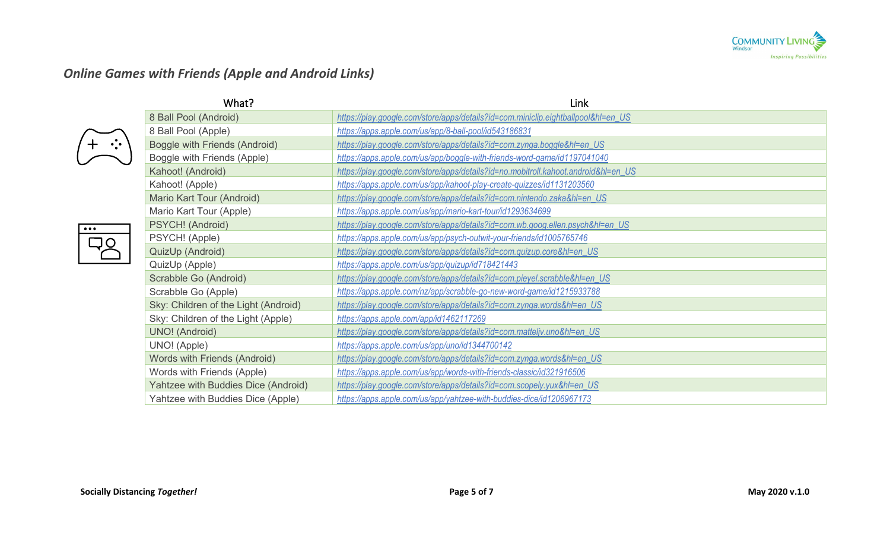## *Online Games with Friends (Apple and Android Links)*

| What? | Link |
| --- | --- |
| 8 Ball Pool (Android) | https://play.google.com/store/apps/details?id=com.miniclip.eightballpool&hl=en_US |
| 8 Ball Pool (Apple) | https://apps.apple.com/us/app/8-ball-pool/id543186831 |
| Boggle with Friends (Android) | https://play.google.com/store/apps/details?id=com.zynga.boggle&hl=en_US |
| Boggle with Friends (Apple) | https://apps.apple.com/us/app/boggle-with-friends-word-game/id1197041040 |
| Kahoot! (Android) | https://play.google.com/store/apps/details?id=no.mobitroll.kahoot.android&hl=en_US |
| Kahoot! (Apple) | https://apps.apple.com/us/app/kahoot-play-create-quizzes/id1131203560 |
| Mario Kart Tour (Android) | https://play.google.com/store/apps/details?id=com.nintendo.zaka&hl=en_US |
| Mario Kart Tour (Apple) | https://apps.apple.com/us/app/mario-kart-tour/id1293634699 |
| PSYCH! (Android) | https://play.google.com/store/apps/details?id=com.wb.goog.ellen.psych&hl=en_US |
| PSYCH! (Apple) | https://apps.apple.com/us/app/psych-outwit-your-friends/id1005765746 |
| QuizUp (Android) | https://play.google.com/store/apps/details?id=com.quizup.core&hl=en_US |
| QuizUp (Apple) | https://apps.apple.com/us/app/quizup/id718421443 |
| Scrabble Go (Android) | https://play.google.com/store/apps/details?id=com.pieyel.scrabble&hl=en_US |
| Scrabble Go (Apple) | https://apps.apple.com/nz/app/scrabble-go-new-word-game/id1215933788 |
| Sky: Children of the Light (Android) | https://play.google.com/store/apps/details?id=com.zynga.words&hl=en_US |
| Sky: Children of the Light (Apple) | https://apps.apple.com/app/id1462117269 |
| UNO! (Android) | https://play.google.com/store/apps/details?id=com.matteljv.uno&hl=en_US |
| UNO! (Apple) | https://apps.apple.com/us/app/uno/id1344700142 |
| Words with Friends (Android) | https://play.google.com/store/apps/details?id=com.zynga.words&hl=en_US |
| Words with Friends (Apple) | https://apps.apple.com/us/app/words-with-friends-classic/id321916506 |
| Yahtzee with Buddies Dice (Android) | https://play.google.com/store/apps/details?id=com.scopely.yux&hl=en_US |
| Yahtzee with Buddies Dice (Apple) | https://apps.apple.com/us/app/yahtzee-with-buddies-dice/id1206967173 |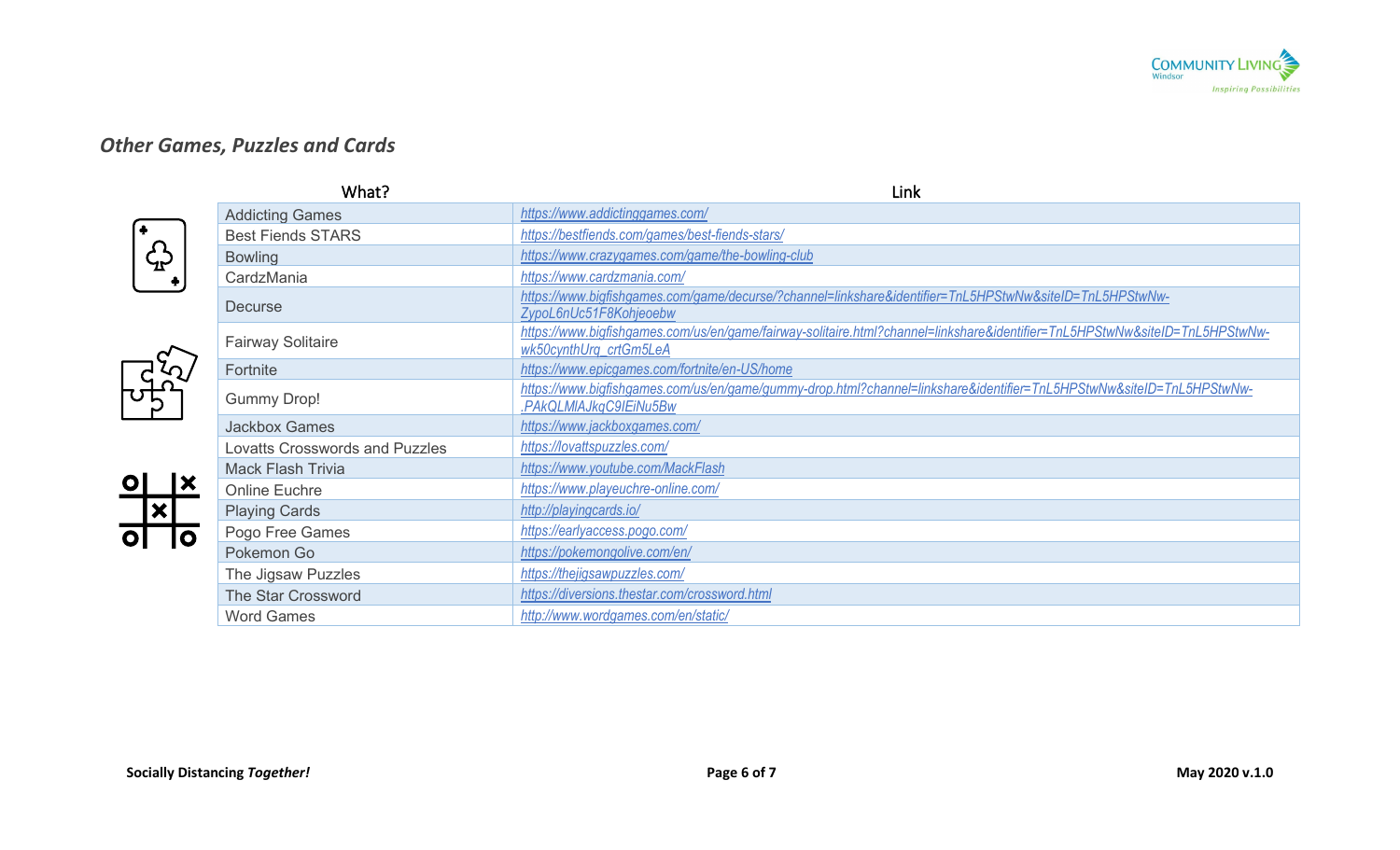## *Other Games, Puzzles and Cards*

| What? | Link |
|---|---|
| Addicting Games | https://www.addictinggames.com/ |
| Best Fiends STARS | https://bestfiends.com/games/best-fiends-stars/ |
| Bowling | https://www.crazygames.com/game/the-bowling-club |
| CardzMania | https://www.cardzmania.com/ |
| Decurse | https://www.bigfishgames.com/game/decurse/?channel=linkshare&identifier=TnL5HPStwNw&siteID=TnL5HPStwNw-ZypoL6nUc51F8Kohjeoebw |
| Fairway Solitaire | https://www.bigfishgames.com/us/en/game/fairway-solitaire.html?channel=linkshare&identifier=TnL5HPStwNw&siteID=TnL5HPStwNw-wk50cynthUrq_crtGm5LeA |
| Fortnite | https://www.epicgames.com/fortnite/en-US/home |
| Gummy Drop! | https://www.bigfishgames.com/us/en/game/gummy-drop.html?channel=linkshare&identifier=TnL5HPStwNw&siteID=TnL5HPStwNw-.PAkQLMlAJkqC9IEiNu5Bw |
| Jackbox Games | https://www.jackboxgames.com/ |
| Lovatts Crosswords and Puzzles | https://lovattspuzzles.com/ |
| Mack Flash Trivia | https://www.youtube.com/MackFlash |
| Online Euchre | https://www.playeuchre-online.com/ |
| Playing Cards | http://playingcards.io/ |
| Pogo Free Games | https://earlyaccess.pogo.com/ |
| Pokemon Go | https://pokemongolive.com/en/ |
| The Jigsaw Puzzles | https://thejigsawpuzzles.com/ |
| The Star Crossword | https://diversions.thestar.com/crossword.html |
| Word Games | http://www.wordgames.com/en/static/ |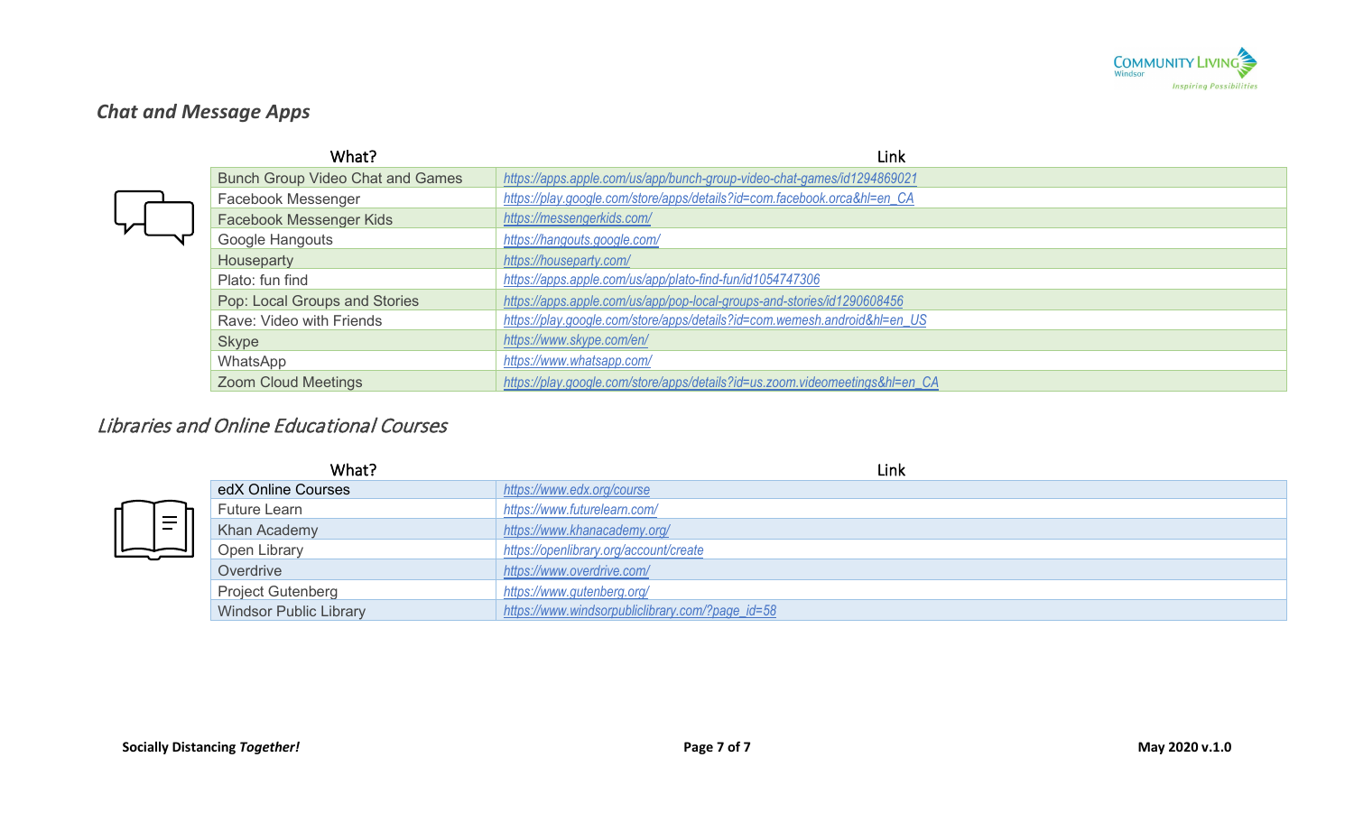## *Chat and Message Apps*

| What? | Link |
| --- | --- |
| Bunch Group Video Chat and Games | https://apps.apple.com/us/app/bunch-group-video-chat-games/id1294869021 |
| Facebook Messenger | https://play.google.com/store/apps/details?id=com.facebook.orca&hl=en_CA |
| Facebook Messenger Kids | https://messengerkids.com/ |
| Google Hangouts | https://hangouts.google.com/ |
| Houseparty | https://houseparty.com/ |
| Plato: fun find | https://apps.apple.com/us/app/plato-find-fun/id1054747306 |
| Pop: Local Groups and Stories | https://apps.apple.com/us/app/pop-local-groups-and-stories/id1290608456 |
| Rave: Video with Friends | https://play.google.com/store/apps/details?id=com.wemesh.android&hl=en_US |
| Skype | https://www.skype.com/en/ |
| WhatsApp | https://www.whatsapp.com/ |
| Zoom Cloud Meetings | https://play.google.com/store/apps/details?id=us.zoom.videomeetings&hl=en_CA |

## *Libraries and Online Educational Courses*

| What? | Link |
| --- | --- |
| edX Online Courses | https://www.edx.org/course |
| Future Learn | https://www.futurelearn.com/ |
| Khan Academy | https://www.khanacademy.org/ |
| Open Library | https://openlibrary.org/account/create |
| Overdrive | https://www.overdrive.com/ |
| Project Gutenberg | https://www.gutenberg.org/ |
| Windsor Public Library | https://www.windsorpubliclibrary.com/?page_id=58 |